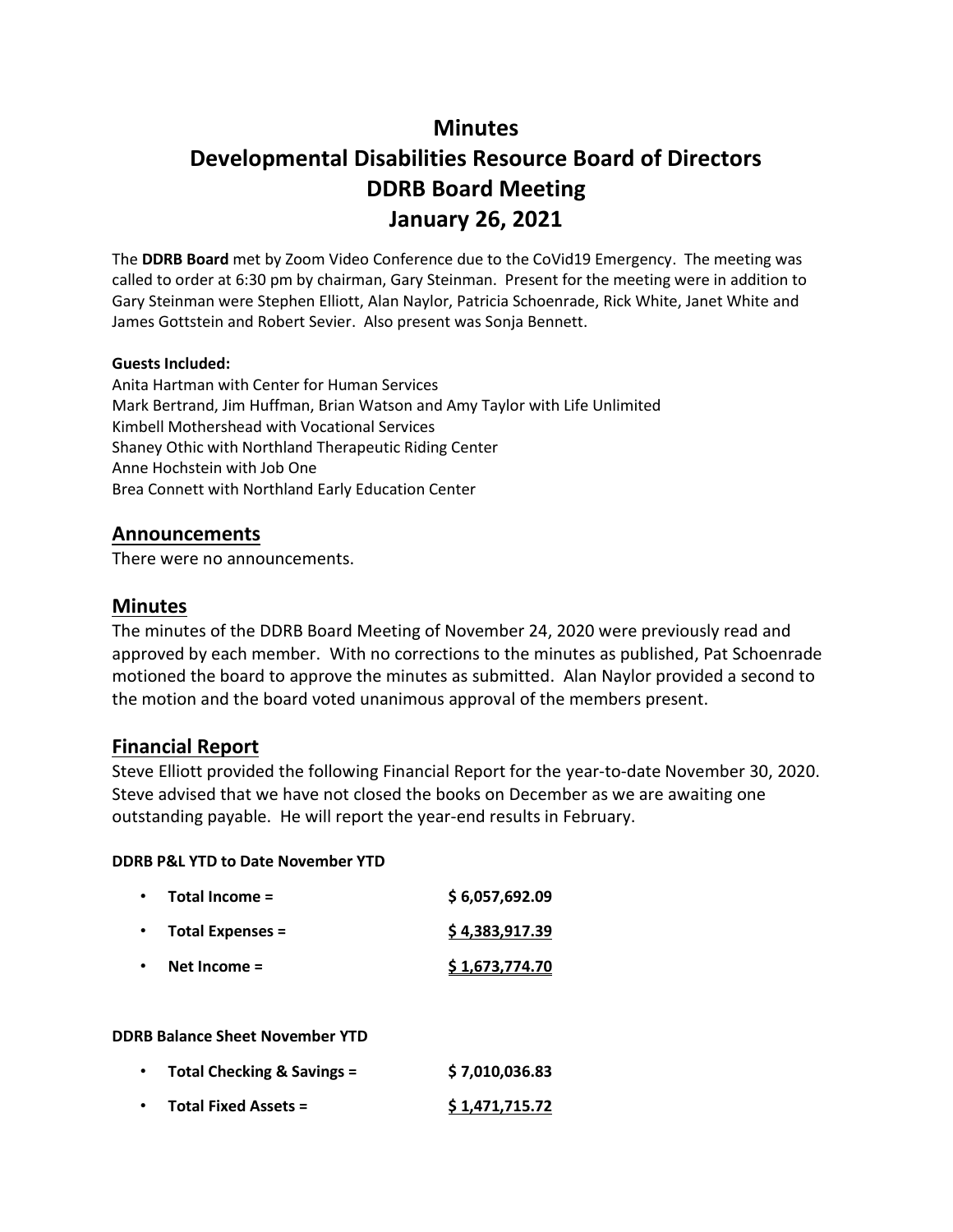# Minutes
# Developmental Disabilities Resource Board of Directors
# DDRB Board Meeting
# January 26, 2021

The **DDRB Board** met by Zoom Video Conference due to the CoVid19 Emergency. The meeting was called to order at 6:30 pm by chairman, Gary Steinman. Present for the meeting were in addition to Gary Steinman were Stephen Elliott, Alan Naylor, Patricia Schoenrade, Rick White, Janet White and James Gottstein and Robert Sevier. Also present was Sonja Bennett.

**Guests Included:**

Anita Hartman with Center for Human Services
Mark Bertrand, Jim Huffman, Brian Watson and Amy Taylor with Life Unlimited
Kimbell Mothershead with Vocational Services
Shaney Othic with Northland Therapeutic Riding Center
Anne Hochstein with Job One
Brea Connett with Northland Early Education Center

## Announcements

There were no announcements.

## Minutes

The minutes of the DDRB Board Meeting of November 24, 2020 were previously read and approved by each member. With no corrections to the minutes as published, Pat Schoenrade motioned the board to approve the minutes as submitted. Alan Naylor provided a second to the motion and the board voted unanimous approval of the members present.

## Financial Report

Steve Elliott provided the following Financial Report for the year-to-date November 30, 2020. Steve advised that we have not closed the books on December as we are awaiting one outstanding payable. He will report the year-end results in February.

**DDRB P&L YTD to Date November YTD**

- **Total Income = $ 6,057,692.09**
- **Total Expenses = $ 4,383,917.39**
- **Net Income = $ 1,673,774.70**

**DDRB Balance Sheet November YTD**

- **Total Checking & Savings = $ 7,010,036.83**
- **Total Fixed Assets = $ 1,471,715.72**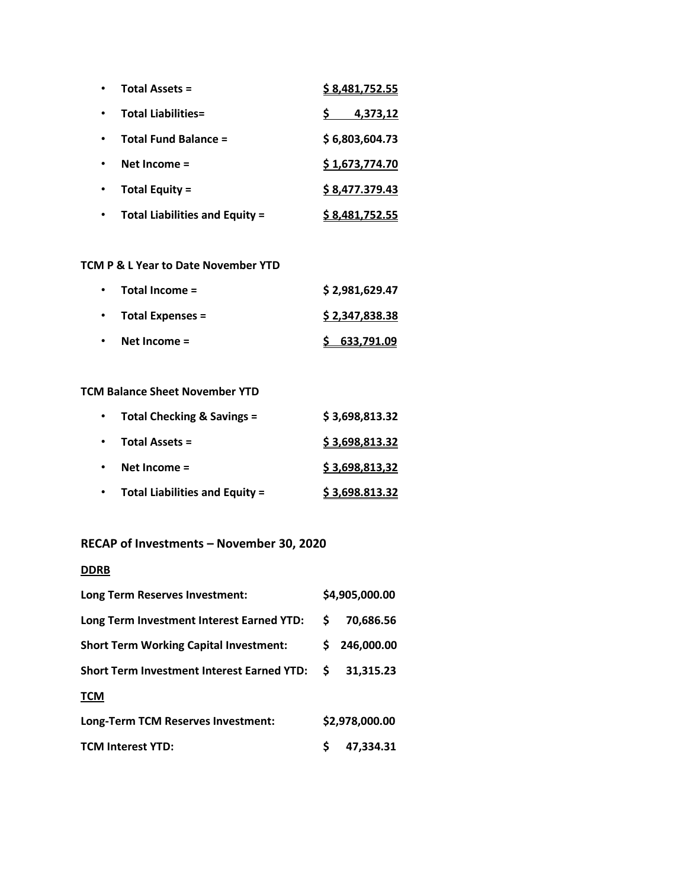- **Total Assets =** **$ 8,481,752.55**
- **Total Liabilities=** **$ 4,373,12**
- **Total Fund Balance =** **$ 6,803,604.73**
- **Net Income =** **$ 1,673,774.70**
- **Total Equity =** **$ 8,477.379.43**
- **Total Liabilities and Equity =** **$ 8,481,752.55**

**TCM P & L Year to Date November YTD**

- **Total Income =** **$ 2,981,629.47**
- **Total Expenses =** **$ 2,347,838.38**
- **Net Income =** **$ 633,791.09**

**TCM Balance Sheet November YTD**

- **Total Checking & Savings =** **$ 3,698,813.32**
- **Total Assets =** **$ 3,698,813.32**
- **Net Income =** **$ 3,698,813,32**
- **Total Liabilities and Equity =** **$ 3,698.813.32**

## RECAP of Investments – November 30, 2020

**DDRB**

| | |
|---|---|
| **Long Term Reserves Investment:** | **$4,905,000.00** |
| **Long Term Investment Interest Earned YTD:** | **$ 70,686.56** |
| **Short Term Working Capital Investment:** | **$ 246,000.00** |
| **Short Term Investment Interest Earned YTD:** | **$ 31,315.23** |

**TCM**

| | |
|---|---|
| **Long-Term TCM Reserves Investment:** | **$2,978,000.00** |
| **TCM Interest YTD:** | **$ 47,334.31** |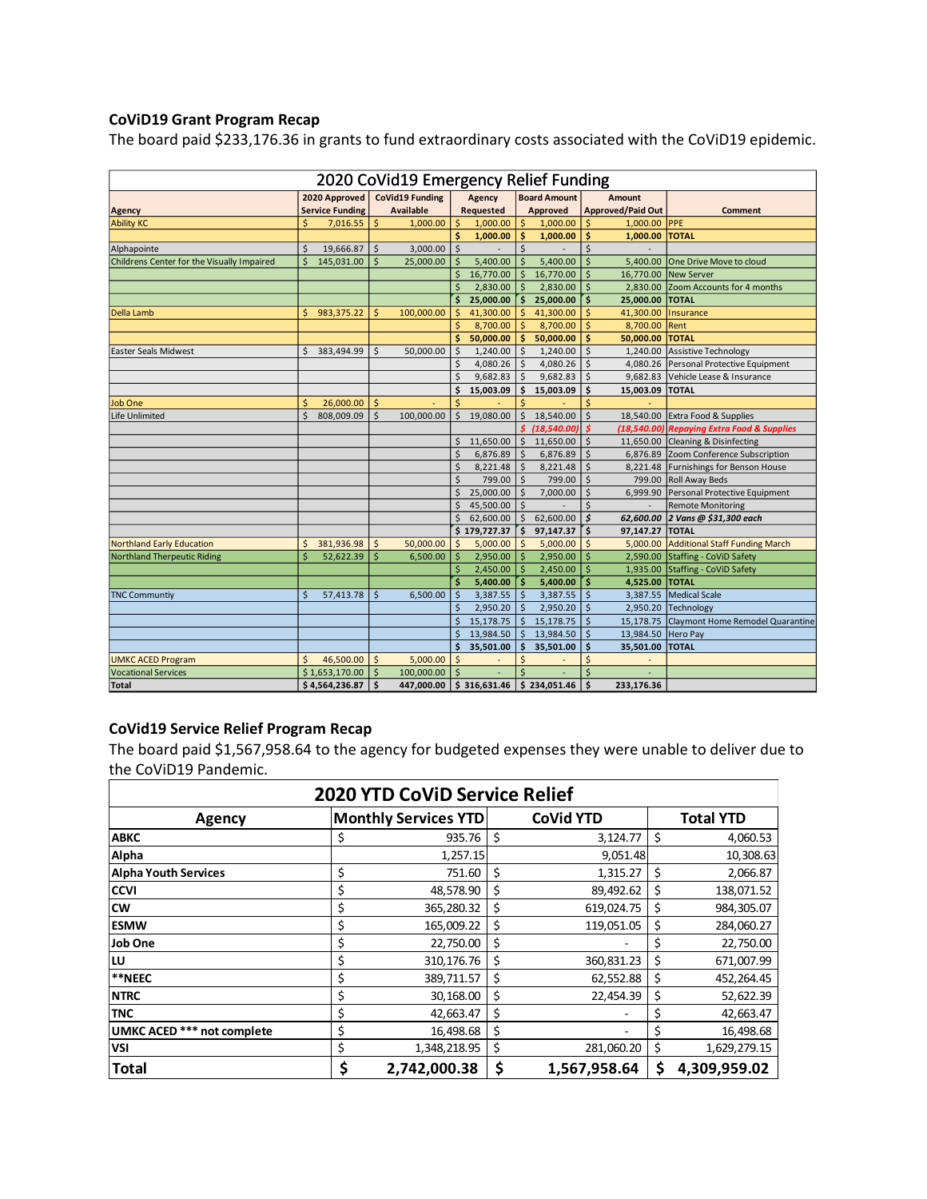### CoViD19 Grant Program Recap

The board paid $233,176.36 in grants to fund extraordinary costs associated with the CoViD19 epidemic.

| 2020 CoVid19 Emergency Relief Funding | | | | | | |
|---|---|---|---|---|---|---|
| Agency | 2020 Approved Service Funding | CoVid19 Funding Available | Agency Requested | Board Amount Approved | Amount Approved/Paid Out | Comment |
| Ability KC | $ 7,016.55 | $ 1,000.00 | $ 1,000.00 | $ 1,000.00 | $ 1,000.00 | PPE |
| | | | $ 1,000.00 | $ 1,000.00 | $ 1,000.00 | TOTAL |
| Alphapointe | $ 19,666.87 | $ 3,000.00 | $ - | $ - | $ - | |
| Childrens Center for the Visually Impaired | $ 145,031.00 | $ 25,000.00 | $ 5,400.00 | $ 5,400.00 | $ 5,400.00 | One Drive Move to cloud |
| | | | $ 16,770.00 | $ 16,770.00 | $ 16,770.00 | New Server |
| | | | $ 2,830.00 | $ 2,830.00 | $ 2,830.00 | Zoom Accounts for 4 months |
| | | | $ 25,000.00 | $ 25,000.00 | $ 25,000.00 | TOTAL |
| Della Lamb | $ 983,375.22 | $ 100,000.00 | $ 41,300.00 | $ 41,300.00 | $ 41,300.00 | Insurance |
| | | | $ 8,700.00 | $ 8,700.00 | $ 8,700.00 | Rent |
| | | | $ 50,000.00 | $ 50,000.00 | $ 50,000.00 | TOTAL |
| Easter Seals Midwest | $ 383,494.99 | $ 50,000.00 | $ 1,240.00 | $ 1,240.00 | $ 1,240.00 | Assistive Technology |
| | | | $ 4,080.26 | $ 4,080.26 | $ 4,080.26 | Personal Protective Equipment |
| | | | $ 9,682.83 | $ 9,682.83 | $ 9,682.83 | Vehicle Lease & Insurance |
| | | | $ 15,003.09 | $ 15,003.09 | $ 15,003.09 | TOTAL |
| Job One | $ 26,000.00 | $ - | $ - | $ - | $ - | |
| Life Unlimited | $ 808,009.09 | $ 100,000.00 | $ 19,080.00 | $ 18,540.00 | $ 18,540.00 | Extra Food & Supplies |
| | | | | $ (18,540.00) | $ (18,540.00) | *Repaying Extra Food & Supplies* |
| | | | $ 11,650.00 | $ 11,650.00 | $ 11,650.00 | Cleaning & Disinfecting |
| | | | $ 6,876.89 | $ 6,876.89 | $ 6,876.89 | Zoom Conference Subscription |
| | | | $ 8,221.48 | $ 8,221.48 | $ 8,221.48 | Furnishings for Benson House |
| | | | $ 799.00 | $ 799.00 | $ 799.00 | Roll Away Beds |
| | | | $ 25,000.00 | $ 7,000.00 | $ 6,999.90 | Personal Protective Equipment |
| | | | $ 45,500.00 | $ - | $ - | Remote Monitoring |
| | | | $ 62,600.00 | $ 62,600.00 | $ 62,600.00 | *2 Vans @ $31,300 each* |
| | | | $ 179,727.37 | $ 97,147.37 | $ 97,147.27 | TOTAL |
| Northland Early Education | $ 381,936.98 | $ 50,000.00 | $ 5,000.00 | $ 5,000.00 | $ 5,000.00 | Additional Staff Funding March |
| Northland Therpeutic Riding | $ 52,622.39 | $ 6,500.00 | $ 2,950.00 | $ 2,950.00 | $ 2,590.00 | Staffing - CoViD Safety |
| | | | $ 2,450.00 | $ 2,450.00 | $ 1,935.00 | Staffing - CoViD Safety |
| | | | $ 5,400.00 | $ 5,400.00 | $ 4,525.00 | TOTAL |
| TNC Communtiy | $ 57,413.78 | $ 6,500.00 | $ 3,387.55 | $ 3,387.55 | $ 3,387.55 | Medical Scale |
| | | | $ 2,950.20 | $ 2,950.20 | $ 2,950.20 | Technology |
| | | | $ 15,178.75 | $ 15,178.75 | $ 15,178.75 | Claymont Home Remodel Quarantine |
| | | | $ 13,984.50 | $ 13,984.50 | $ 13,984.50 | Hero Pay |
| | | | $ 35,501.00 | $ 35,501.00 | $ 35,501.00 | TOTAL |
| UMKC ACED Program | $ 46,500.00 | $ 5,000.00 | $ - | $ - | $ - | |
| Vocational Services | $ 1,653,170.00 | $ 100,000.00 | $ - | $ - | $ - | |
| Total | $ 4,564,236.87 | $ 447,000.00 | $ 316,631.46 | $ 234,051.46 | $ 233,176.36 | |

### CoVid19 Service Relief Program Recap

The board paid $1,567,958.64 to the agency for budgeted expenses they were unable to deliver due to the CoViD19 Pandemic.

| 2020 YTD CoViD Service Relief | | | |
|---|---|---|---|
| Agency | Monthly Services YTD | CoVid YTD | Total YTD |
| ABKC | $ 935.76 | $ 3,124.77 | $ 4,060.53 |
| Alpha | 1,257.15 | 9,051.48 | 10,308.63 |
| Alpha Youth Services | $ 751.60 | $ 1,315.27 | $ 2,066.87 |
| CCVI | $ 48,578.90 | $ 89,492.62 | $ 138,071.52 |
| CW | $ 365,280.32 | $ 619,024.75 | $ 984,305.07 |
| ESMW | $ 165,009.22 | $ 119,051.05 | $ 284,060.27 |
| Job One | $ 22,750.00 | $ - | $ 22,750.00 |
| LU | $ 310,176.76 | $ 360,831.23 | $ 671,007.99 |
| **NEEC | $ 389,711.57 | $ 62,552.88 | $ 452,264.45 |
| NTRC | $ 30,168.00 | $ 22,454.39 | $ 52,622.39 |
| TNC | $ 42,663.47 | $ - | $ 42,663.47 |
| UMKC ACED *** not complete | $ 16,498.68 | $ - | $ 16,498.68 |
| VSI | $ 1,348,218.95 | $ 281,060.20 | $ 1,629,279.15 |
| **Total** | **$ 2,742,000.38** | **$ 1,567,958.64** | **$ 4,309,959.02** |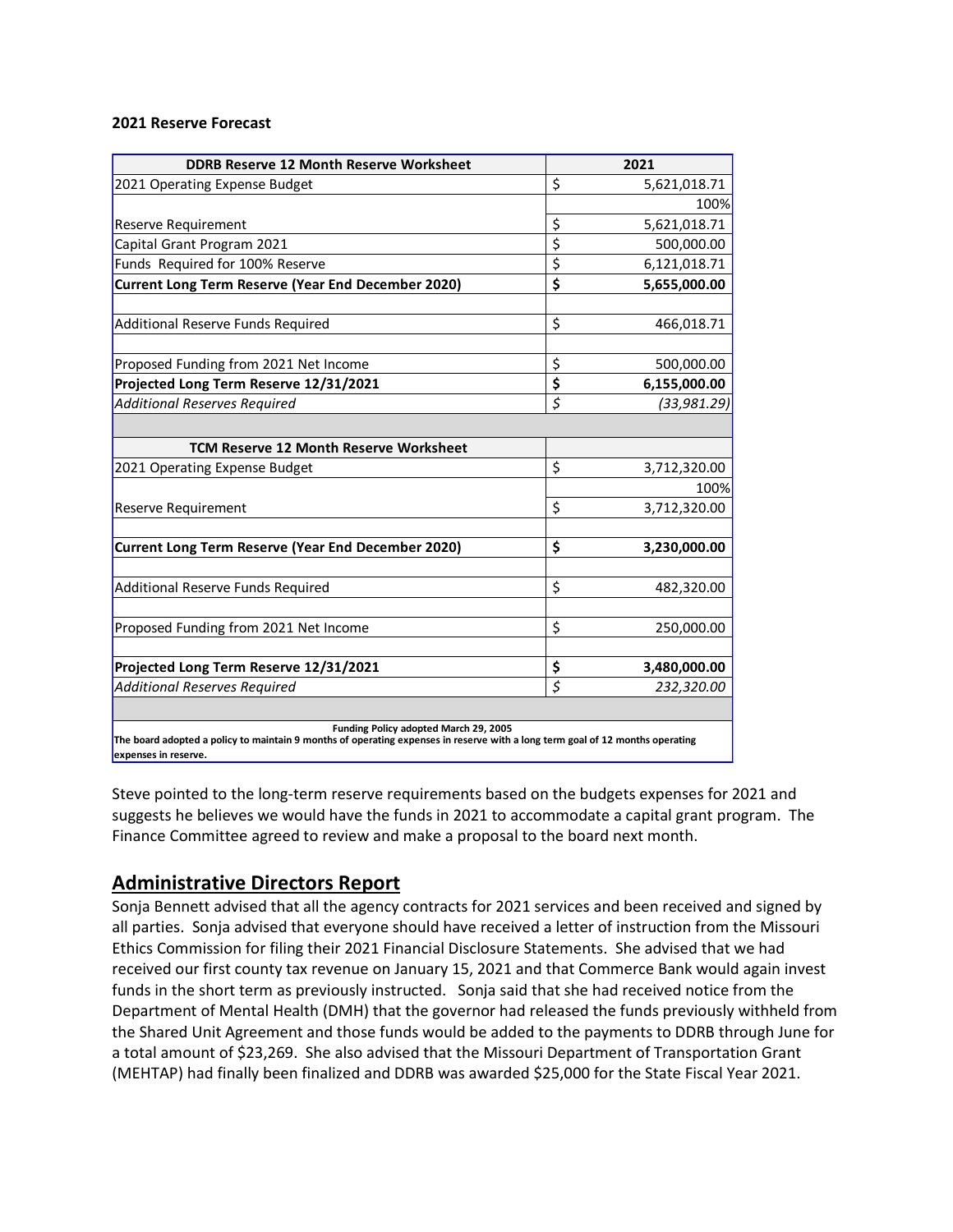**2021 Reserve Forecast**

| **DDRB Reserve 12 Month Reserve Worksheet** | **2021** |
|---|---|
| 2021 Operating Expense Budget | $ 5,621,018.71 |
| | 100% |
| Reserve Requirement | $ 5,621,018.71 |
| Capital Grant Program 2021 | $ 500,000.00 |
| Funds Required for 100% Reserve | $ 6,121,018.71 |
| **Current Long Term Reserve (Year End December 2020)** | **$ 5,655,000.00** |
| | |
| Additional Reserve Funds Required | $ 466,018.71 |
| | |
| Proposed Funding from 2021 Net Income | $ 500,000.00 |
| **Projected Long Term Reserve 12/31/2021** | **$ 6,155,000.00** |
| *Additional Reserves Required* | *$ (33,981.29)* |
| | |
| **TCM Reserve 12 Month Reserve Worksheet** | |
| 2021 Operating Expense Budget | $ 3,712,320.00 |
| | 100% |
| Reserve Requirement | $ 3,712,320.00 |
| | |
| **Current Long Term Reserve (Year End December 2020)** | **$ 3,230,000.00** |
| | |
| Additional Reserve Funds Required | $ 482,320.00 |
| | |
| Proposed Funding from 2021 Net Income | $ 250,000.00 |
| | |
| **Projected Long Term Reserve 12/31/2021** | **$ 3,480,000.00** |
| *Additional Reserves Required* | *$ 232,320.00* |
| | |
| **Funding Policy adopted March 29, 2005** **The board adopted a policy to maintain 9 months of operating expenses in reserve with a long term goal of 12 months operating expenses in reserve.** | |

Steve pointed to the long-term reserve requirements based on the budgets expenses for 2021 and suggests he believes we would have the funds in 2021 to accommodate a capital grant program. The Finance Committee agreed to review and make a proposal to the board next month.

## Administrative Directors Report

Sonja Bennett advised that all the agency contracts for 2021 services and been received and signed by all parties. Sonja advised that everyone should have received a letter of instruction from the Missouri Ethics Commission for filing their 2021 Financial Disclosure Statements. She advised that we had received our first county tax revenue on January 15, 2021 and that Commerce Bank would again invest funds in the short term as previously instructed. Sonja said that she had received notice from the Department of Mental Health (DMH) that the governor had released the funds previously withheld from the Shared Unit Agreement and those funds would be added to the payments to DDRB through June for a total amount of $23,269. She also advised that the Missouri Department of Transportation Grant (MEHTAP) had finally been finalized and DDRB was awarded $25,000 for the State Fiscal Year 2021.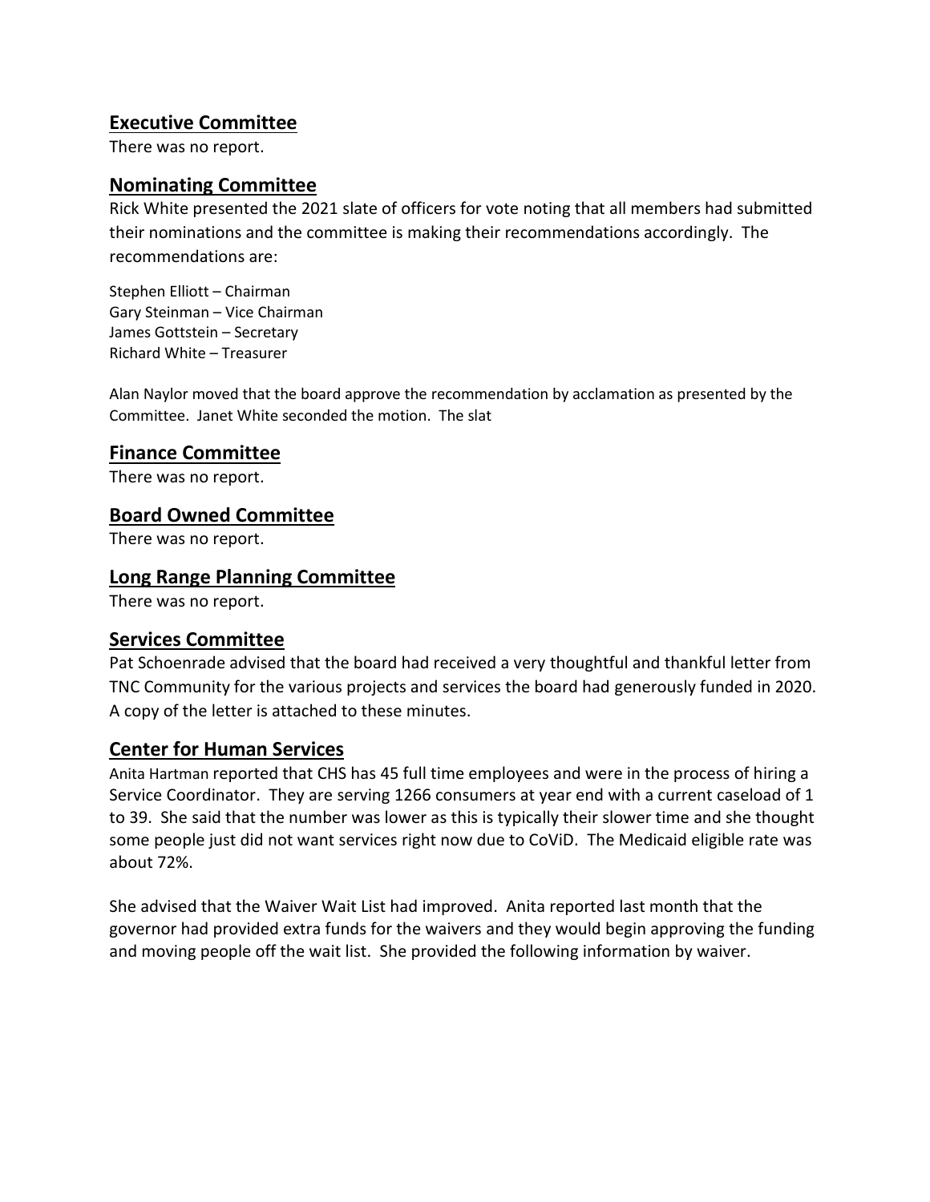## Executive Committee

There was no report.

## Nominating Committee

Rick White presented the 2021 slate of officers for vote noting that all members had submitted their nominations and the committee is making their recommendations accordingly. The recommendations are:

Stephen Elliott – Chairman
Gary Steinman – Vice Chairman
James Gottstein – Secretary
Richard White – Treasurer

Alan Naylor moved that the board approve the recommendation by acclamation as presented by the Committee. Janet White seconded the motion. The slat

## Finance Committee

There was no report.

## Board Owned Committee

There was no report.

## Long Range Planning Committee

There was no report.

## Services Committee

Pat Schoenrade advised that the board had received a very thoughtful and thankful letter from TNC Community for the various projects and services the board had generously funded in 2020. A copy of the letter is attached to these minutes.

## Center for Human Services

Anita Hartman reported that CHS has 45 full time employees and were in the process of hiring a Service Coordinator. They are serving 1266 consumers at year end with a current caseload of 1 to 39. She said that the number was lower as this is typically their slower time and she thought some people just did not want services right now due to CoViD. The Medicaid eligible rate was about 72%.

She advised that the Waiver Wait List had improved. Anita reported last month that the governor had provided extra funds for the waivers and they would begin approving the funding and moving people off the wait list. She provided the following information by waiver.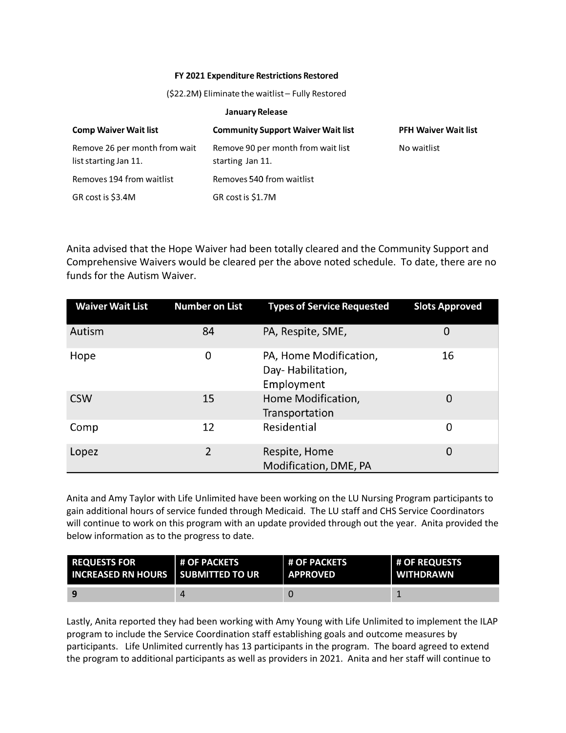**FY 2021 Expenditure Restrictions Restored**

($22.2M) Eliminate the waitlist – Fully Restored

**January Release**

| Comp Waiver Wait list | Community Support Waiver Wait list | PFH Waiver Wait list |
|---|---|---|
| Remove 26 per month from wait list starting Jan 11. | Remove 90 per month from wait list starting Jan 11. | No waitlist |
| Removes 194 from waitlist | Removes 540 from waitlist | |
| GR cost is $3.4M | GR cost is $1.7M | |

Anita advised that the Hope Waiver had been totally cleared and the Community Support and Comprehensive Waivers would be cleared per the above noted schedule. To date, there are no funds for the Autism Waiver.

| Waiver Wait List | Number on List | Types of Service Requested | Slots Approved |
|---|---|---|---|
| Autism | 84 | PA, Respite, SME, | 0 |
| Hope | 0 | PA, Home Modification, Day- Habilitation, Employment | 16 |
| CSW | 15 | Home Modification, Transportation | 0 |
| Comp | 12 | Residential | 0 |
| Lopez | 2 | Respite, Home Modification, DME, PA | 0 |

Anita and Amy Taylor with Life Unlimited have been working on the LU Nursing Program participants to gain additional hours of service funded through Medicaid. The LU staff and CHS Service Coordinators will continue to work on this program with an update provided through out the year. Anita provided the below information as to the progress to date.

| REQUESTS FOR INCREASED RN HOURS | # OF PACKETS SUBMITTED TO UR | # OF PACKETS APPROVED | # OF REQUESTS WITHDRAWN |
|---|---|---|---|
| **9** | 4 | 0 | 1 |

Lastly, Anita reported they had been working with Amy Young with Life Unlimited to implement the ILAP program to include the Service Coordination staff establishing goals and outcome measures by participants. Life Unlimited currently has 13 participants in the program. The board agreed to extend the program to additional participants as well as providers in 2021. Anita and her staff will continue to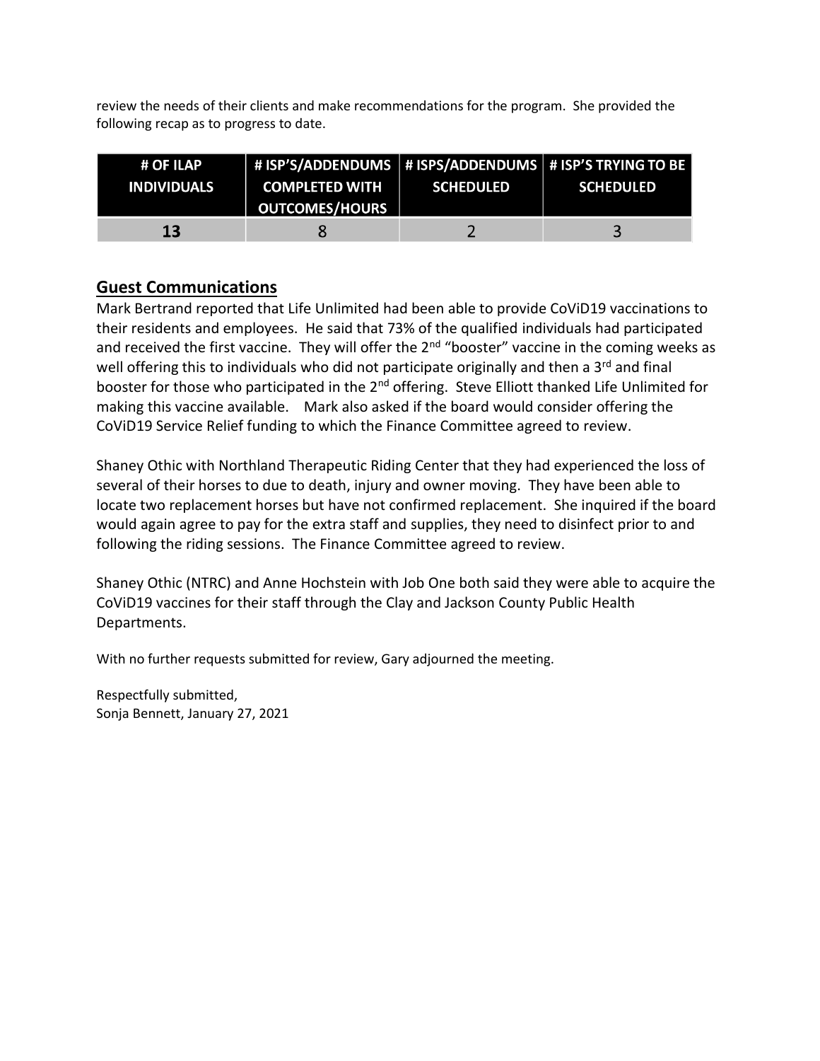review the needs of their clients and make recommendations for the program. She provided the following recap as to progress to date.

| # OF ILAP INDIVIDUALS | # ISP'S/ADDENDUMS COMPLETED WITH OUTCOMES/HOURS | # ISPS/ADDENDUMS SCHEDULED | # ISP'S TRYING TO BE SCHEDULED |
|---|---|---|---|
| 13 | 8 | 2 | 3 |

## Guest Communications

Mark Bertrand reported that Life Unlimited had been able to provide CoViD19 vaccinations to their residents and employees. He said that 73% of the qualified individuals had participated and received the first vaccine. They will offer the 2nd "booster" vaccine in the coming weeks as well offering this to individuals who did not participate originally and then a 3rd and final booster for those who participated in the 2nd offering. Steve Elliott thanked Life Unlimited for making this vaccine available. Mark also asked if the board would consider offering the CoViD19 Service Relief funding to which the Finance Committee agreed to review.

Shaney Othic with Northland Therapeutic Riding Center that they had experienced the loss of several of their horses to due to death, injury and owner moving. They have been able to locate two replacement horses but have not confirmed replacement. She inquired if the board would again agree to pay for the extra staff and supplies, they need to disinfect prior to and following the riding sessions. The Finance Committee agreed to review.

Shaney Othic (NTRC) and Anne Hochstein with Job One both said they were able to acquire the CoViD19 vaccines for their staff through the Clay and Jackson County Public Health Departments.

With no further requests submitted for review, Gary adjourned the meeting.

Respectfully submitted,
Sonja Bennett, January 27, 2021